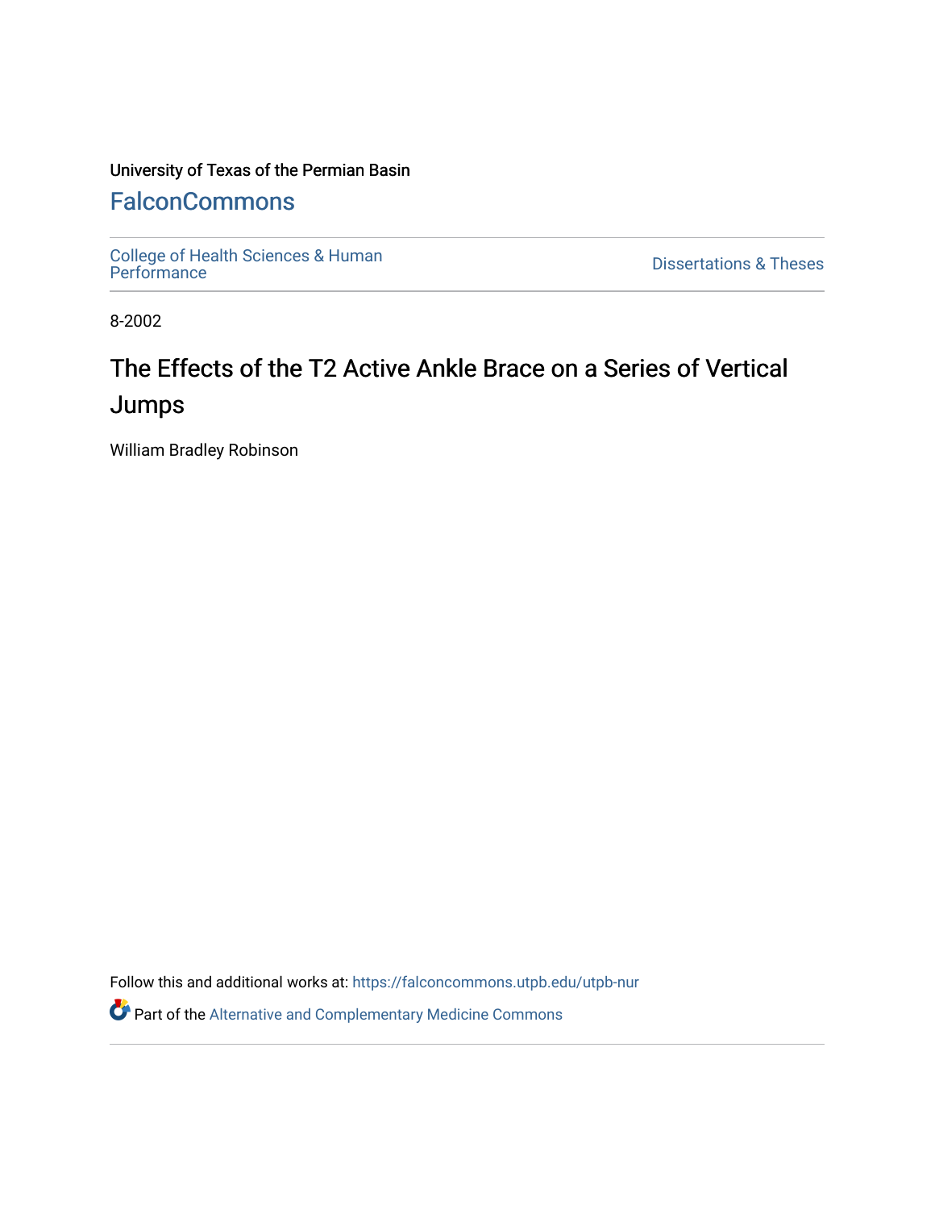University of Texas of the Permian Basin

## FalconCommons

College of Health Sciences & Human Performance

Dissertations & Theses

8-2002

# The Effects of the T2 Active Ankle Brace on a Series of Vertical Jumps

William Bradley Robinson

Follow this and additional works at: https://falconcommons.utpb.edu/utpb-nur

Part of the Alternative and Complementary Medicine Commons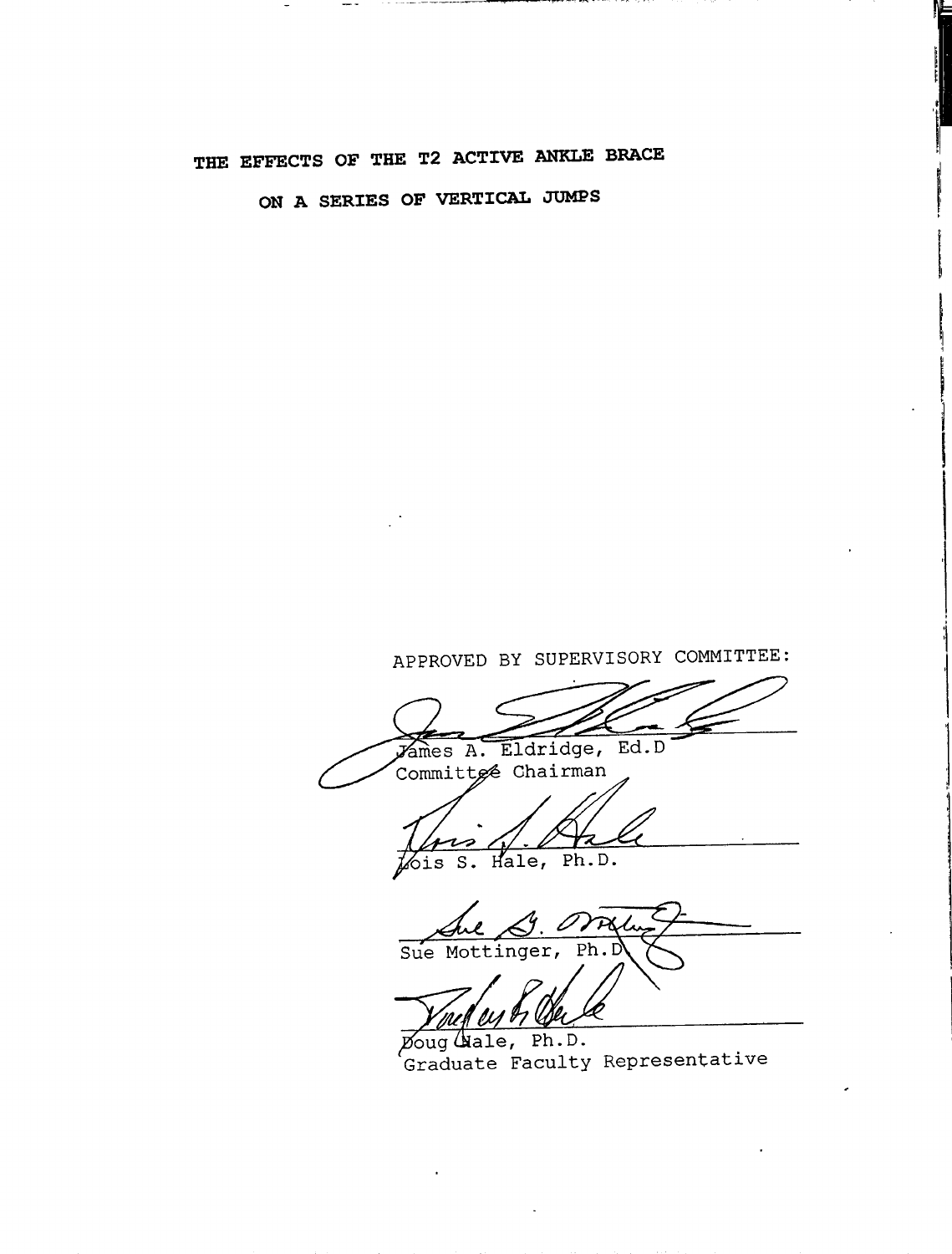# THE EFFECTS OF THE T2 ACTIVE ANKLE BRACE

# ON A SERIES OF VERTICAL JUMPS

APPROVED BY SUPERVISORY COMMITTEE:

James A. Eldridge, Ed.D
Committee Chairman

Lois S. Hale, Ph.D.

Sue Mottinger, Ph.D

Doug Hale, Ph.D.
Graduate Faculty Representative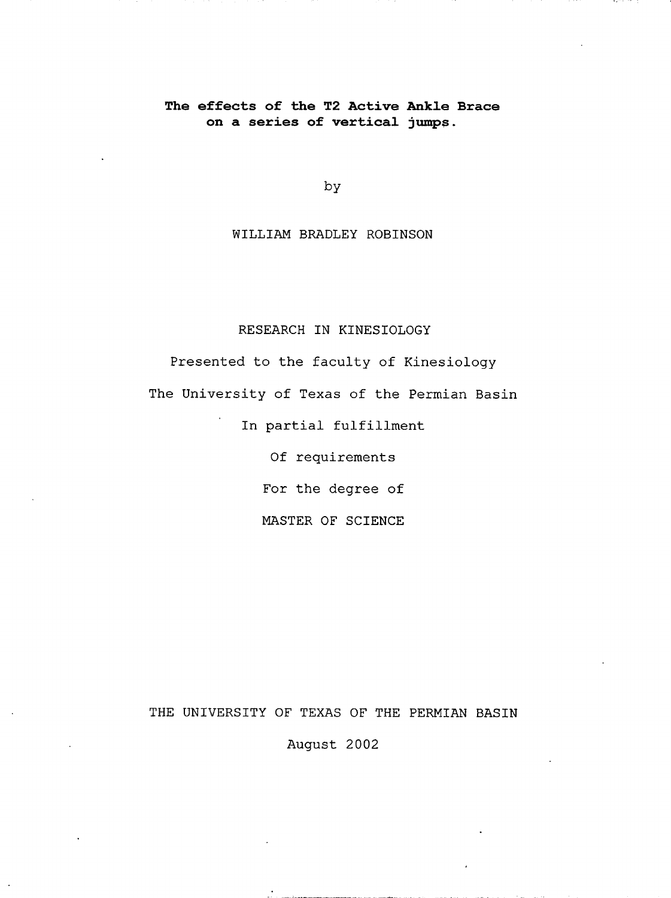**The effects of the T2 Active Ankle Brace on a series of vertical jumps.**

by

WILLIAM BRADLEY ROBINSON

RESEARCH IN KINESIOLOGY

Presented to the faculty of Kinesiology

The University of Texas of the Permian Basin

In partial fulfillment

Of requirements

For the degree of

MASTER OF SCIENCE

THE UNIVERSITY OF TEXAS OF THE PERMIAN BASIN

August 2002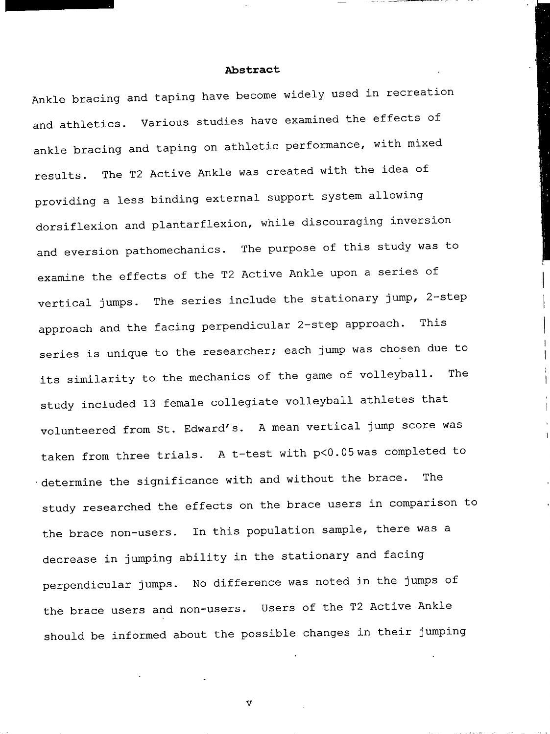## Abstract

Ankle bracing and taping have become widely used in recreation and athletics. Various studies have examined the effects of ankle bracing and taping on athletic performance, with mixed results. The T2 Active Ankle was created with the idea of providing a less binding external support system allowing dorsiflexion and plantarflexion, while discouraging inversion and eversion pathomechanics. The purpose of this study was to examine the effects of the T2 Active Ankle upon a series of vertical jumps. The series include the stationary jump, 2-step approach and the facing perpendicular 2-step approach. This series is unique to the researcher; each jump was chosen due to its similarity to the mechanics of the game of volleyball. The study included 13 female collegiate volleyball athletes that volunteered from St. Edward's. A mean vertical jump score was taken from three trials. A t-test with $p<0.05$ was completed to determine the significance with and without the brace. The study researched the effects on the brace users in comparison to the brace non-users. In this population sample, there was a decrease in jumping ability in the stationary and facing perpendicular jumps. No difference was noted in the jumps of the brace users and non-users. Users of the T2 Active Ankle should be informed about the possible changes in their jumping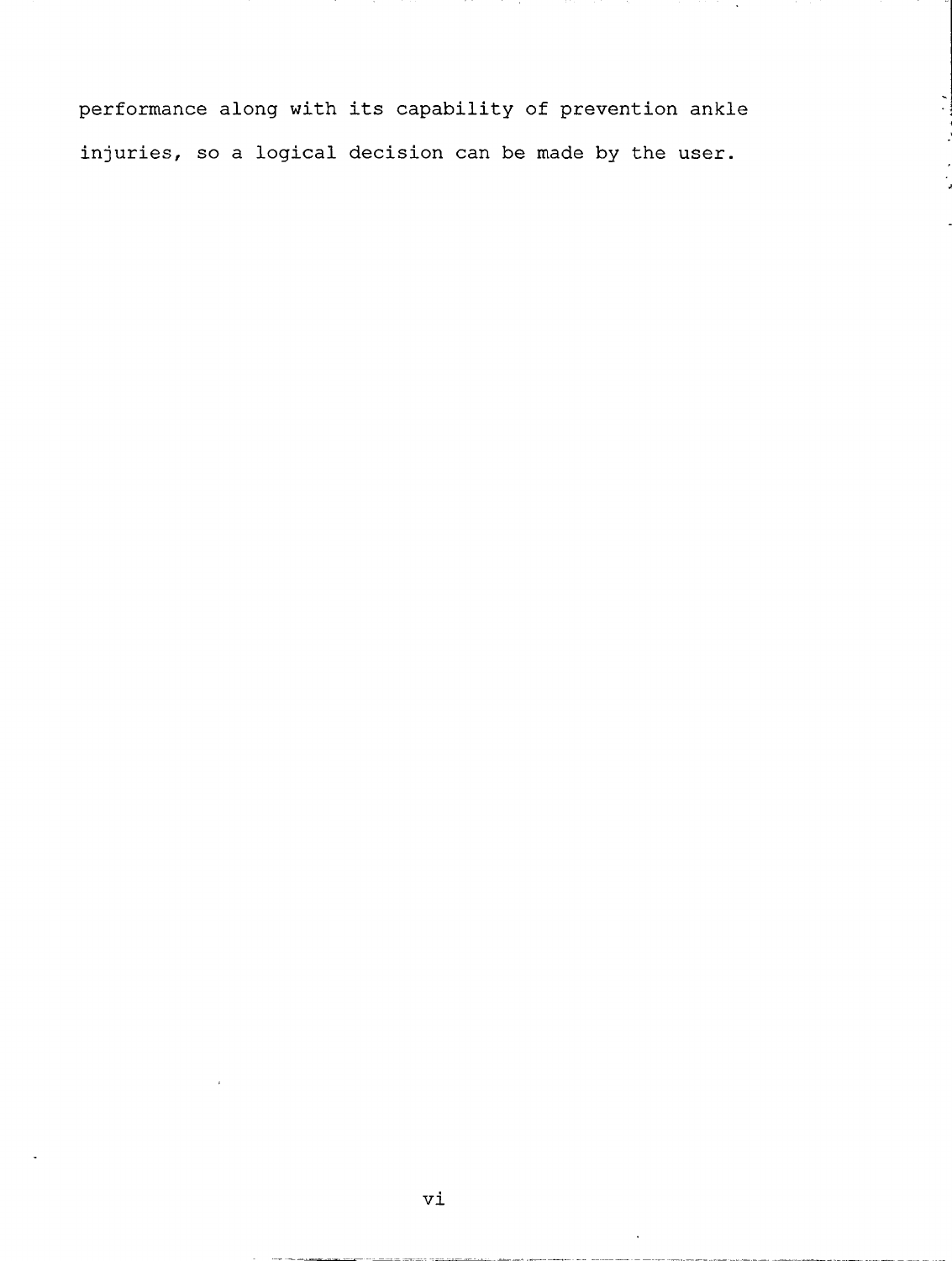performance along with its capability of prevention ankle injuries, so a logical decision can be made by the user.